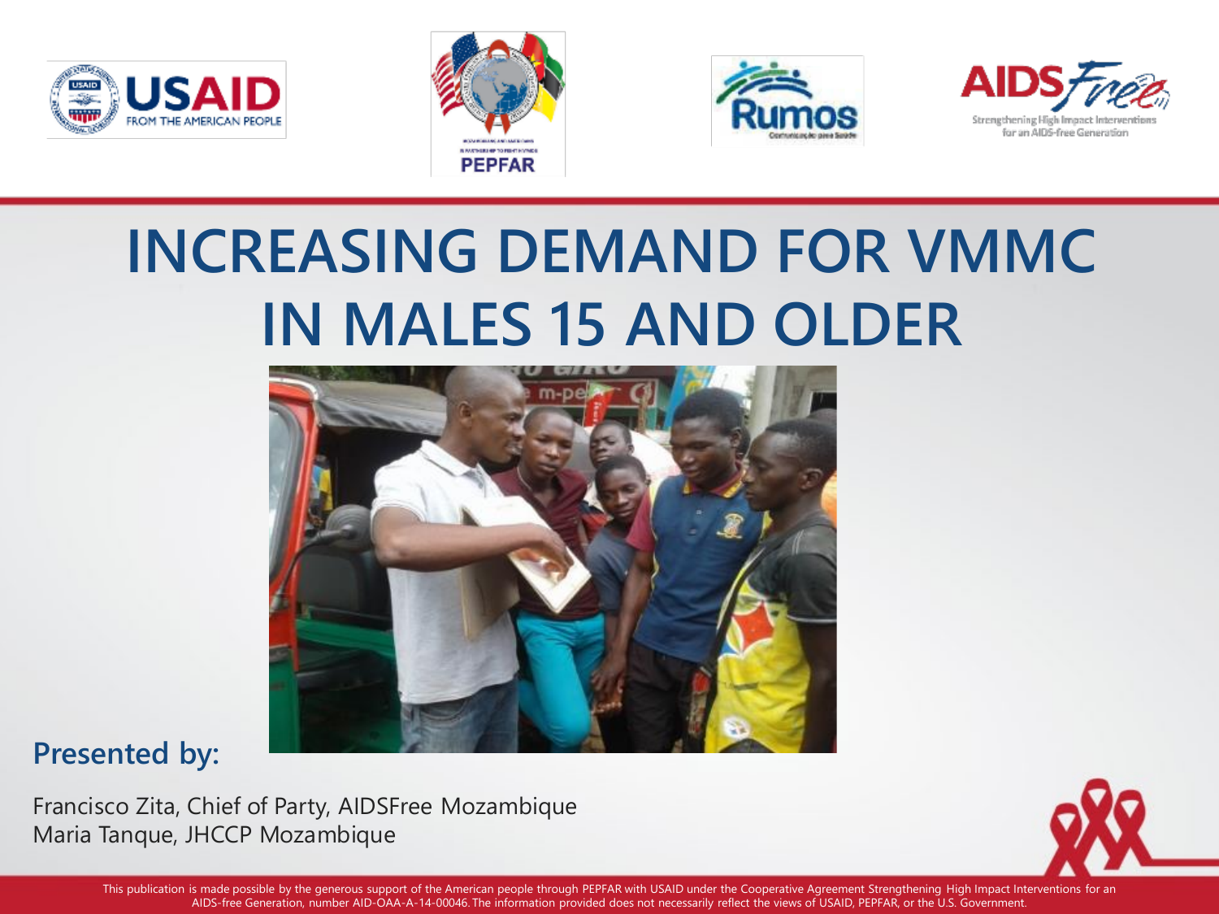# INCREASING DEMAND FOR VMMC IN MALES 15 AND OLDER

**Presented by:**

Francisco Zita, Chief of Party, AIDSFree Mozambique
Maria Tanque, JHCCP Mozambique

This publication is made possible by the generous support of the American people through PEPFAR with USAID under the Cooperative Agreement Strengthening High Impact Interventions for an AIDS-free Generation, number AID-OAA-A-14-00046. The information provided does not necessarily reflect the views of USAID, PEPFAR, or the U.S. Government.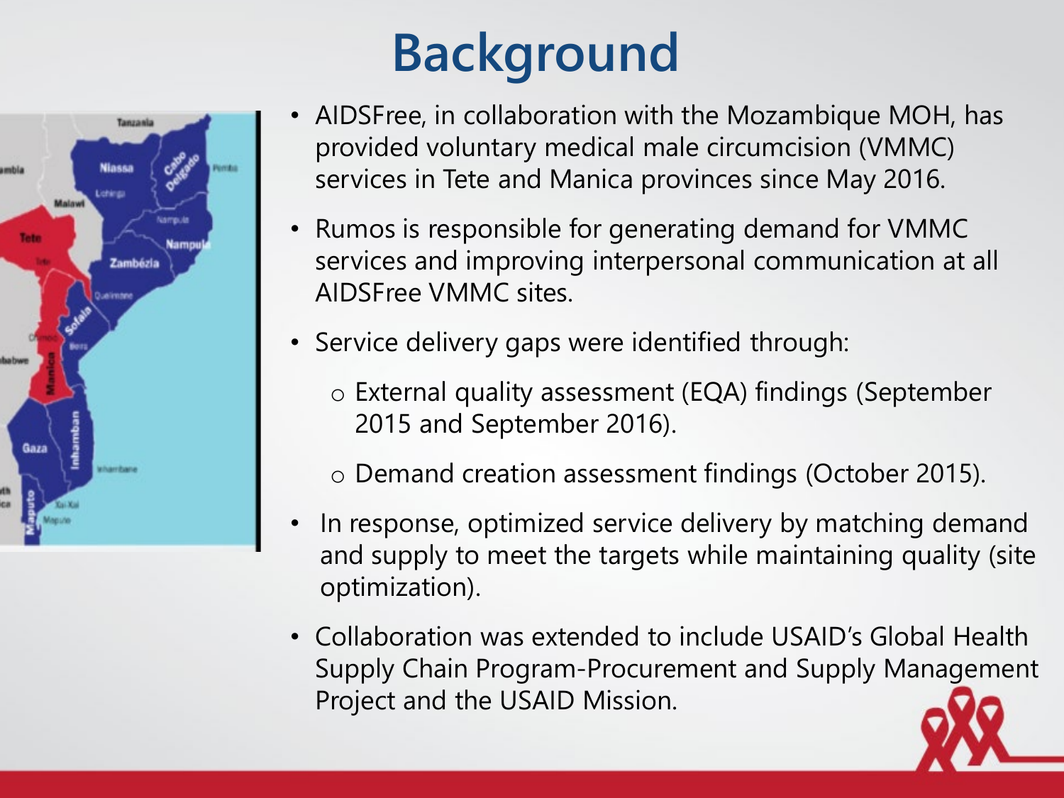# Background

- AIDSFree, in collaboration with the Mozambique MOH, has provided voluntary medical male circumcision (VMMC) services in Tete and Manica provinces since May 2016.
- Rumos is responsible for generating demand for VMMC services and improving interpersonal communication at all AIDSFree VMMC sites.
- Service delivery gaps were identified through:
  - External quality assessment (EQA) findings (September 2015 and September 2016).
  - Demand creation assessment findings (October 2015).
- In response, optimized service delivery by matching demand and supply to meet the targets while maintaining quality (site optimization).
- Collaboration was extended to include USAID's Global Health Supply Chain Program-Procurement and Supply Management Project and the USAID Mission.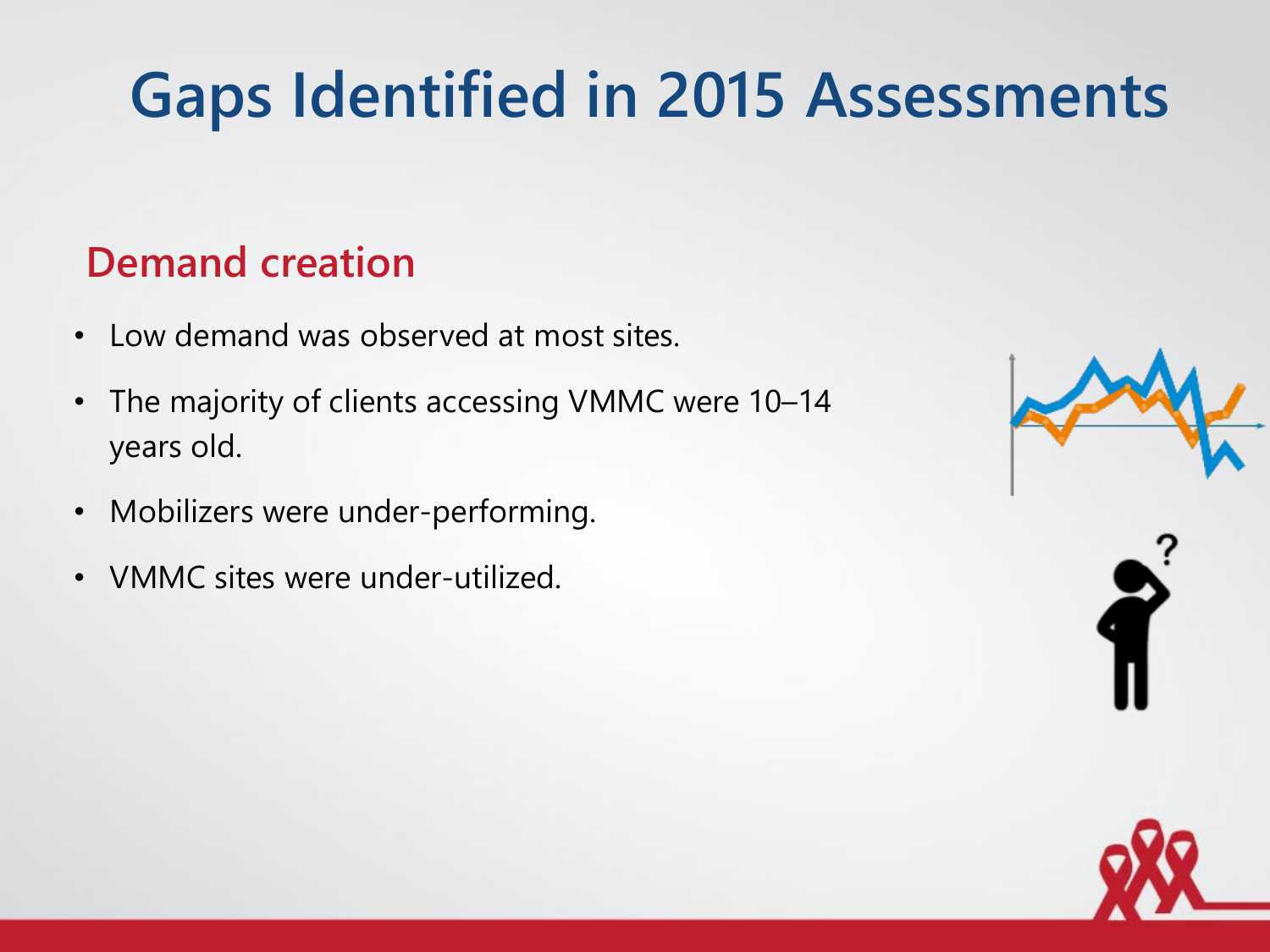# Gaps Identified in 2015 Assessments

## Demand creation

- Low demand was observed at most sites.
- The majority of clients accessing VMMC were 10–14 years old.
- Mobilizers were under-performing.
- VMMC sites were under-utilized.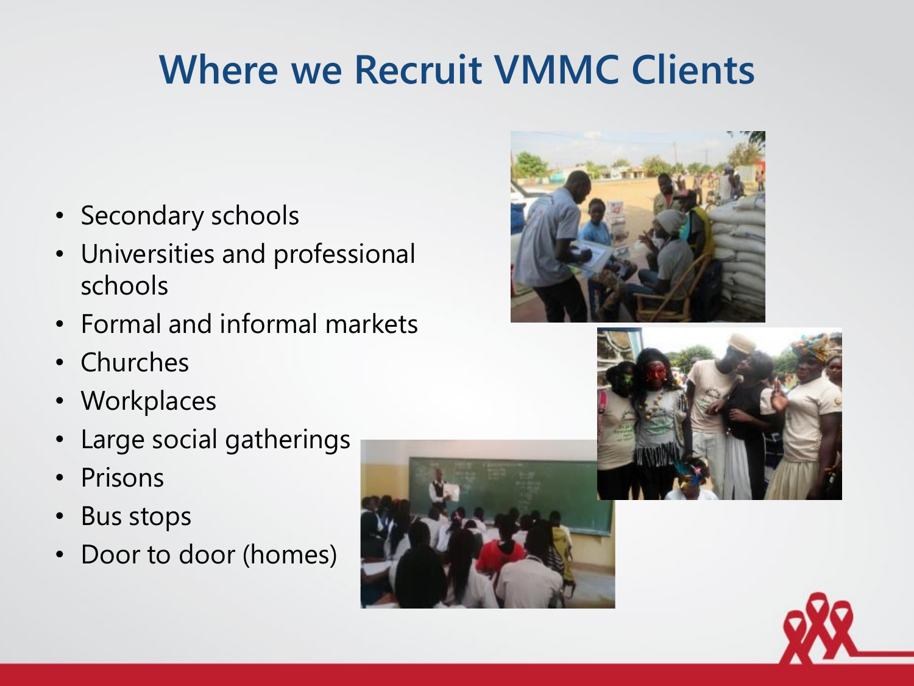# Where we Recruit VMMC Clients

- Secondary schools
- Universities and professional schools
- Formal and informal markets
- Churches
- Workplaces
- Large social gatherings
- Prisons
- Bus stops
- Door to door (homes)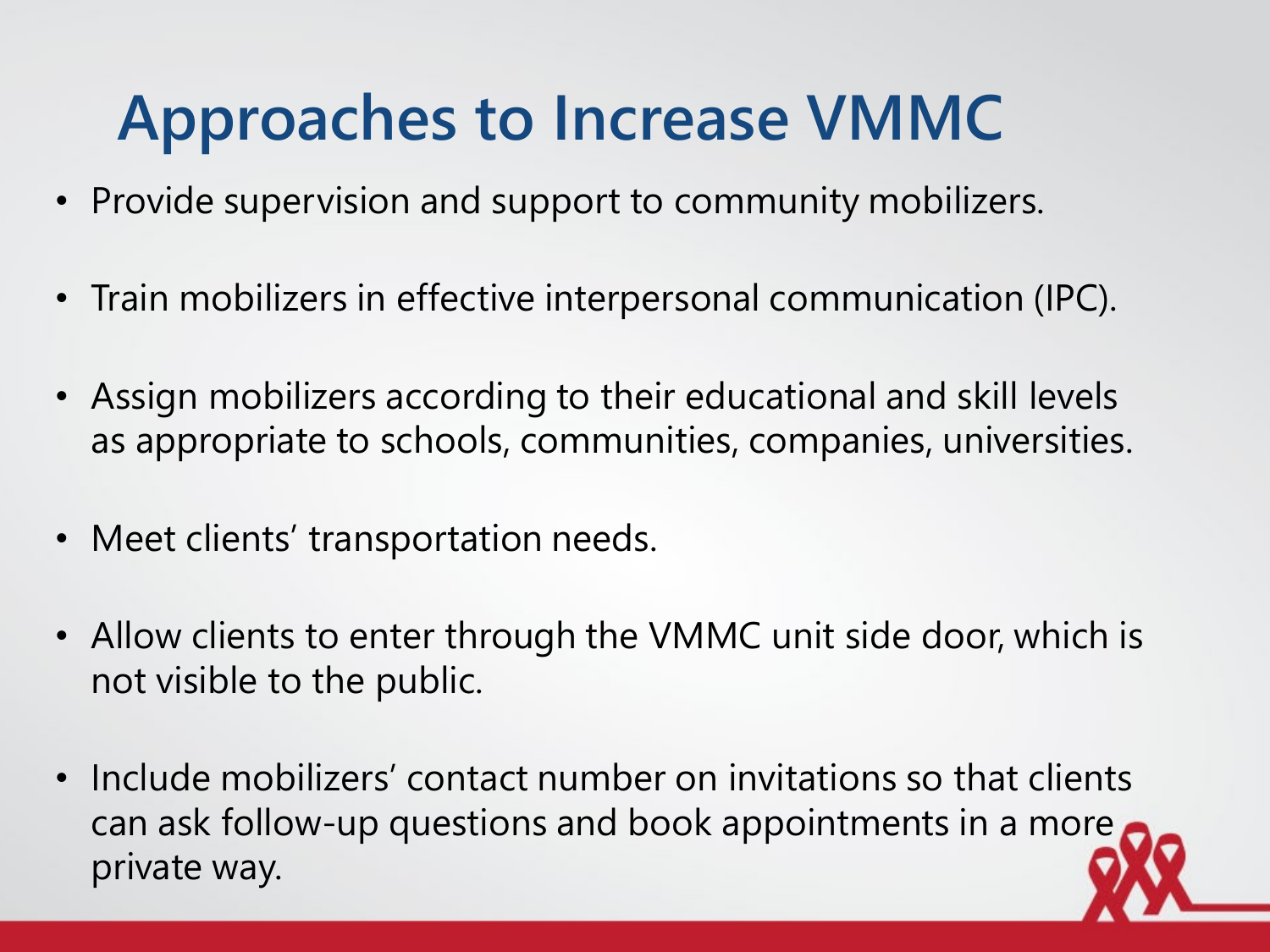# Approaches to Increase VMMC

- Provide supervision and support to community mobilizers.
- Train mobilizers in effective interpersonal communication (IPC).
- Assign mobilizers according to their educational and skill levels as appropriate to schools, communities, companies, universities.
- Meet clients' transportation needs.
- Allow clients to enter through the VMMC unit side door, which is not visible to the public.
- Include mobilizers' contact number on invitations so that clients can ask follow-up questions and book appointments in a more private way.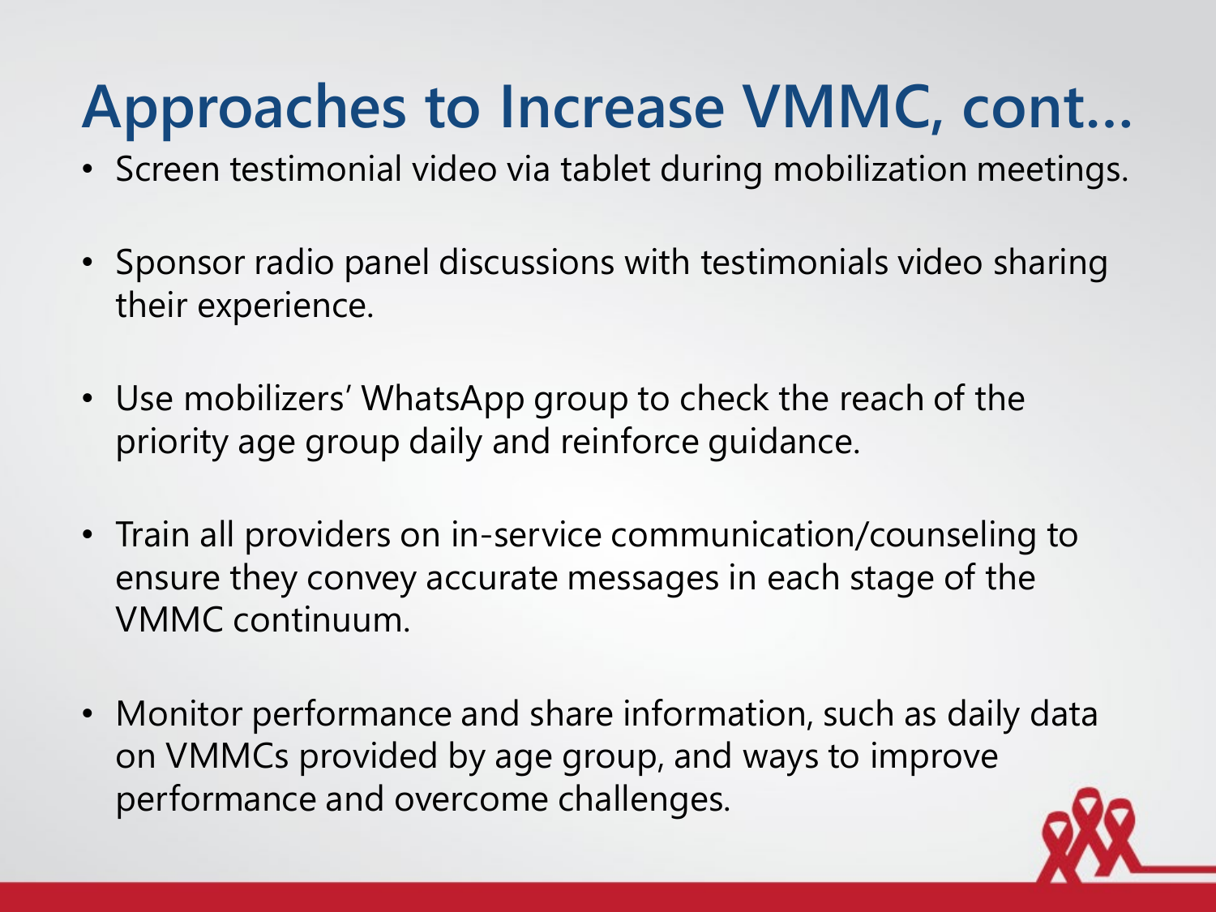# Approaches to Increase VMMC, cont…

- Screen testimonial video via tablet during mobilization meetings.
- Sponsor radio panel discussions with testimonials video sharing their experience.
- Use mobilizers' WhatsApp group to check the reach of the priority age group daily and reinforce guidance.
- Train all providers on in-service communication/counseling to ensure they convey accurate messages in each stage of the VMMC continuum.
- Monitor performance and share information, such as daily data on VMMCs provided by age group, and ways to improve performance and overcome challenges.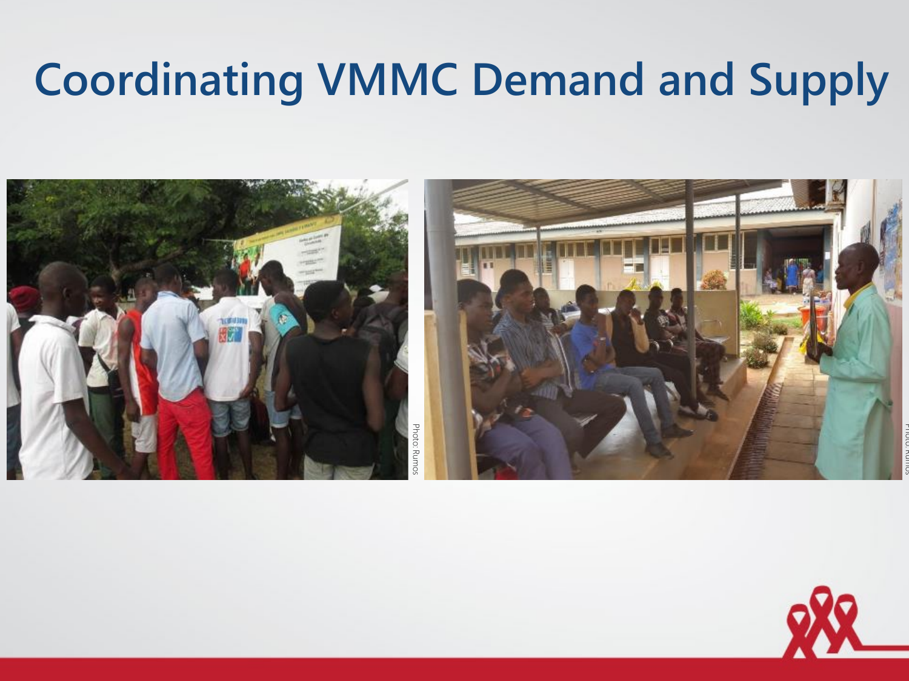# Coordinating VMMC Demand and Supply

Photo: Rumos

Photo: Rumos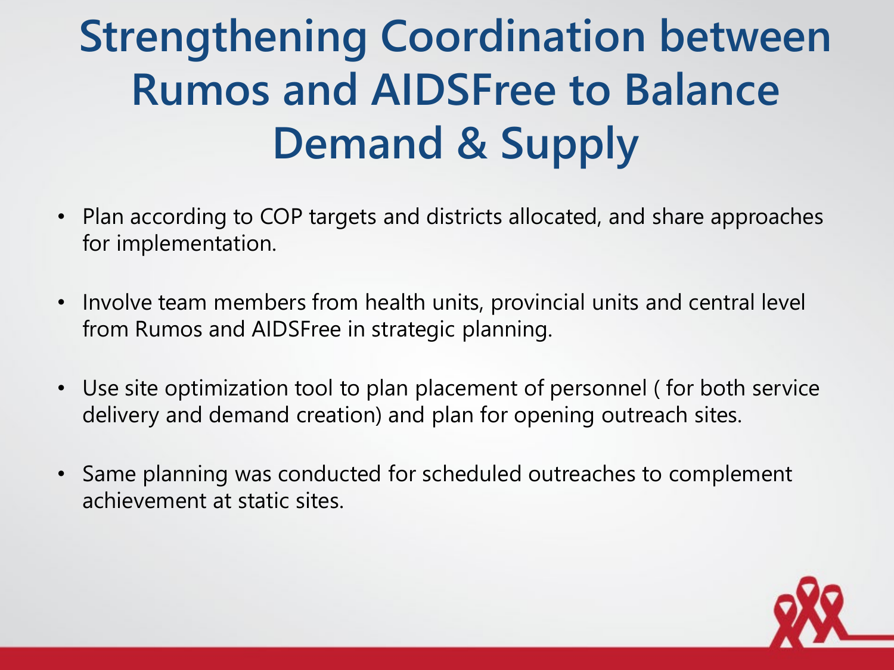# Strengthening Coordination between Rumos and AIDSFree to Balance Demand & Supply

- Plan according to COP targets and districts allocated, and share approaches for implementation.
- Involve team members from health units, provincial units and central level from Rumos and AIDSFree in strategic planning.
- Use site optimization tool to plan placement of personnel ( for both service delivery and demand creation) and plan for opening outreach sites.
- Same planning was conducted for scheduled outreaches to complement achievement at static sites.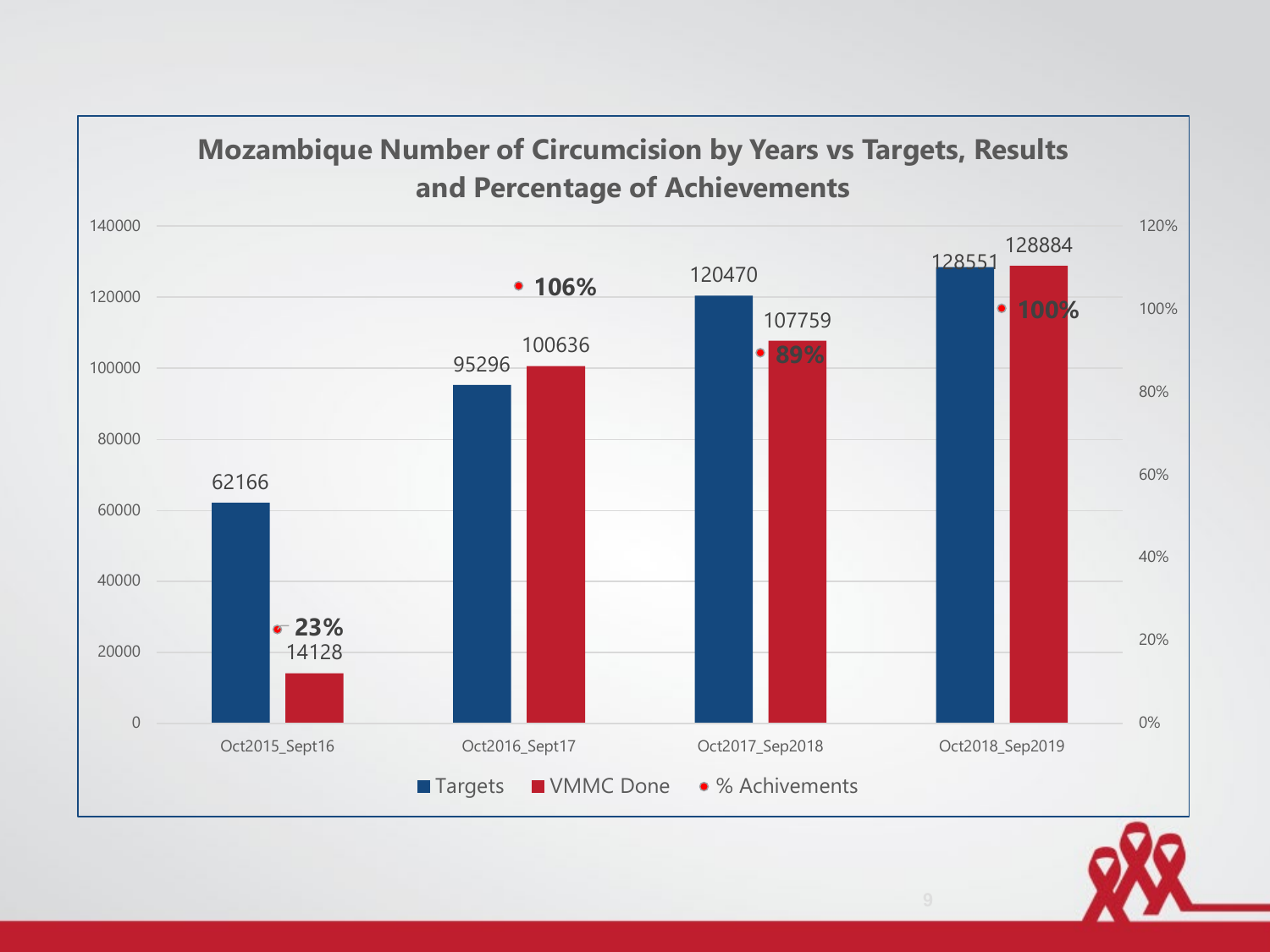## Mozambique Number of Circumcision by Years vs Targets, Results and Percentage of Achievements

| | Targets | VMMC Done | % Achivements |
|---|---|---|---|
| Oct2015_Sept16 | 62166 | 14128 | 23% |
| Oct2016_Sept17 | 95296 | 100636 | 106% |
| Oct2017_Sep2018 | 120470 | 107759 | 89% |
| Oct2018_Sep2019 | 128551 | 128884 | 100% |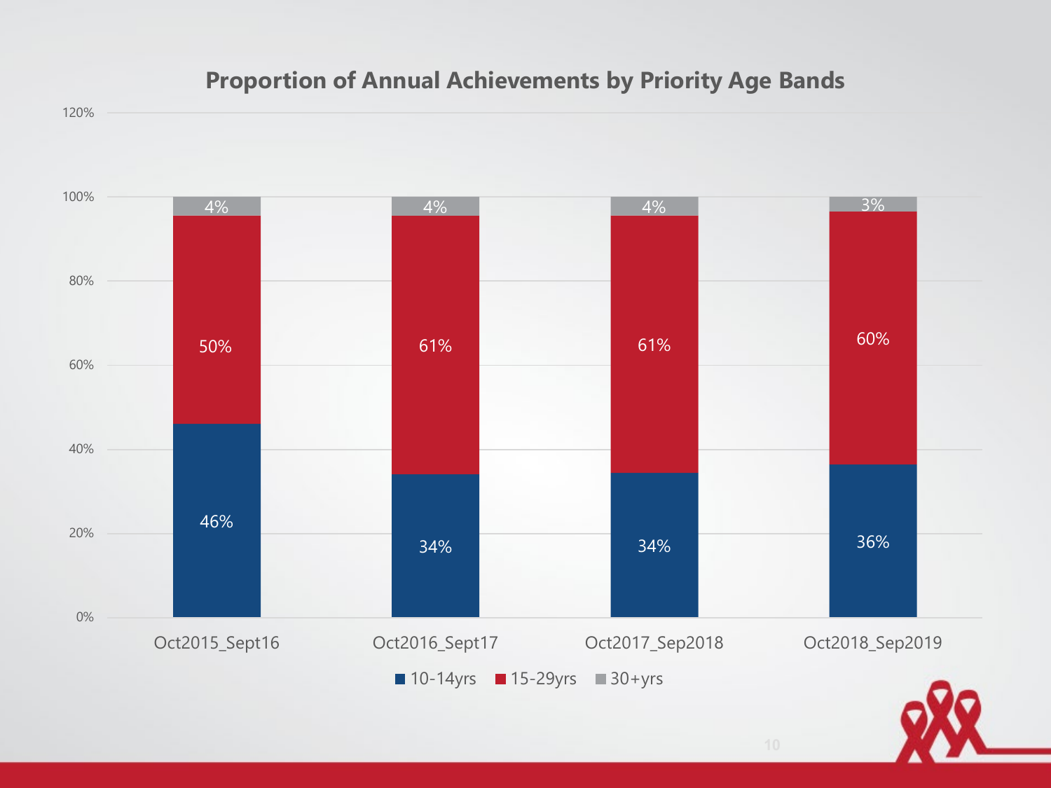## Proportion of Annual Achievements by Priority Age Bands

| | Oct2015_Sept16 | Oct2016_Sept17 | Oct2017_Sep2018 | Oct2018_Sep2019 |
|---|---|---|---|---|
| 10-14yrs | 46% | 34% | 34% | 36% |
| 15-29yrs | 50% | 61% | 61% | 60% |
| 30+yrs | 4% | 4% | 4% | 3% |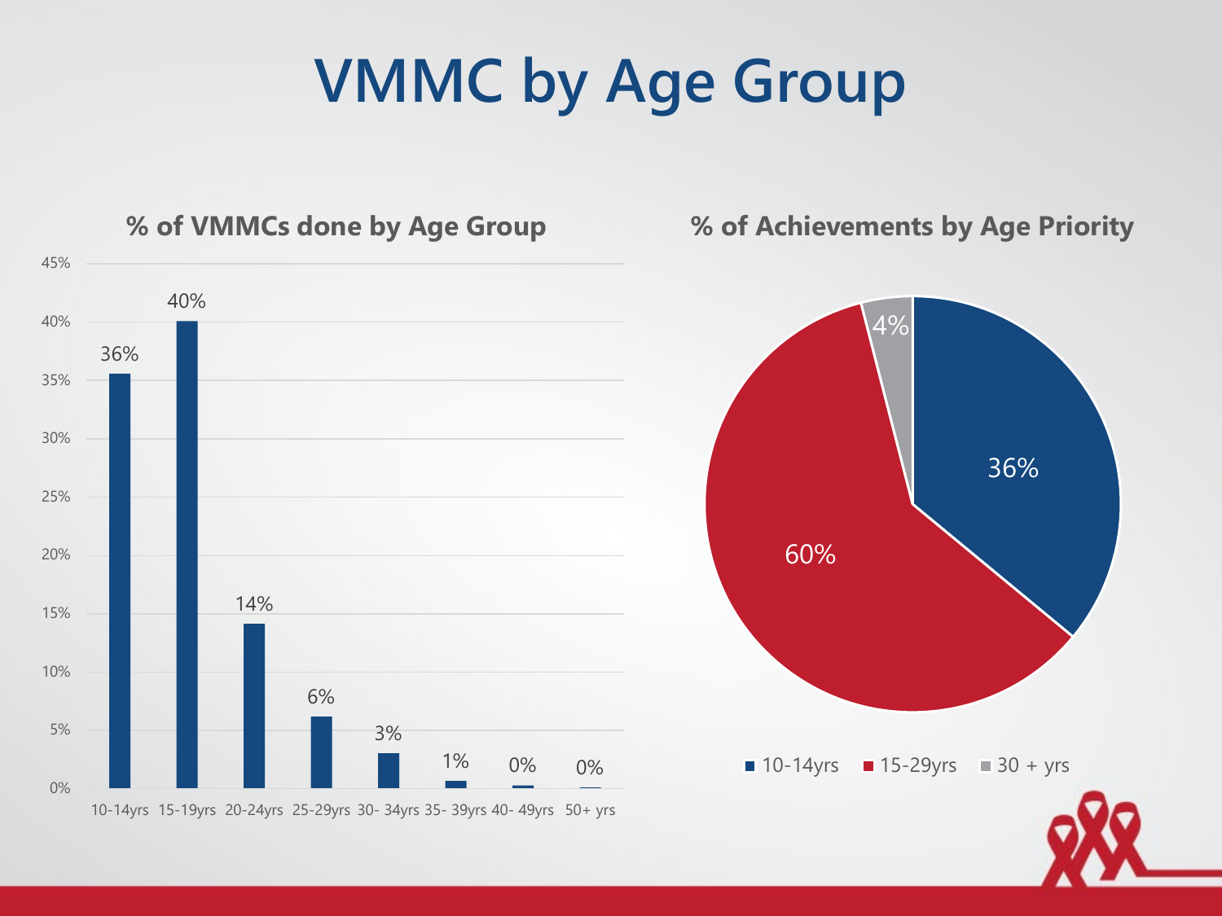# VMMC by Age Group

## % of VMMCs done by Age Group

| Age Group | % |
|---|---|
| 10-14yrs | 36% |
| 15-19yrs | 40% |
| 20-24yrs | 14% |
| 25-29yrs | 6% |
| 30- 34yrs | 3% |
| 35- 39yrs | 1% |
| 40- 49yrs | 0% |
| 50+ yrs | 0% |

## % of Achievements by Age Priority

| Age Priority | % |
|---|---|
| 10-14yrs | 36% |
| 15-29yrs | 60% |
| 30 + yrs | 4% |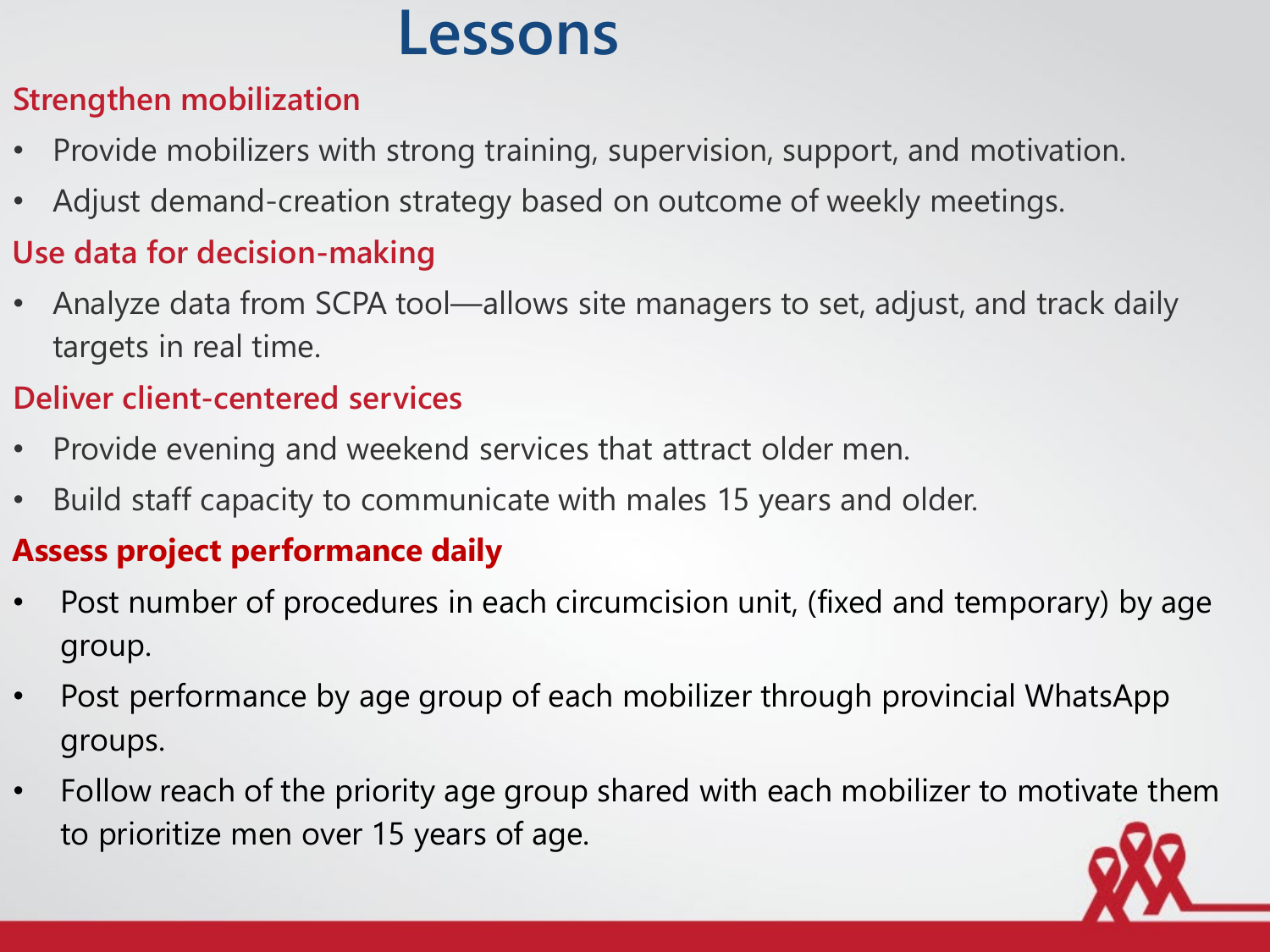# Lessons

## Strengthen mobilization

- Provide mobilizers with strong training, supervision, support, and motivation.
- Adjust demand-creation strategy based on outcome of weekly meetings.

## Use data for decision-making

- Analyze data from SCPA tool—allows site managers to set, adjust, and track daily targets in real time.

## Deliver client-centered services

- Provide evening and weekend services that attract older men.
- Build staff capacity to communicate with males 15 years and older.

## **Assess project performance daily**

- Post number of procedures in each circumcision unit, (fixed and temporary) by age group.
- Post performance by age group of each mobilizer through provincial WhatsApp groups.
- Follow reach of the priority age group shared with each mobilizer to motivate them to prioritize men over 15 years of age.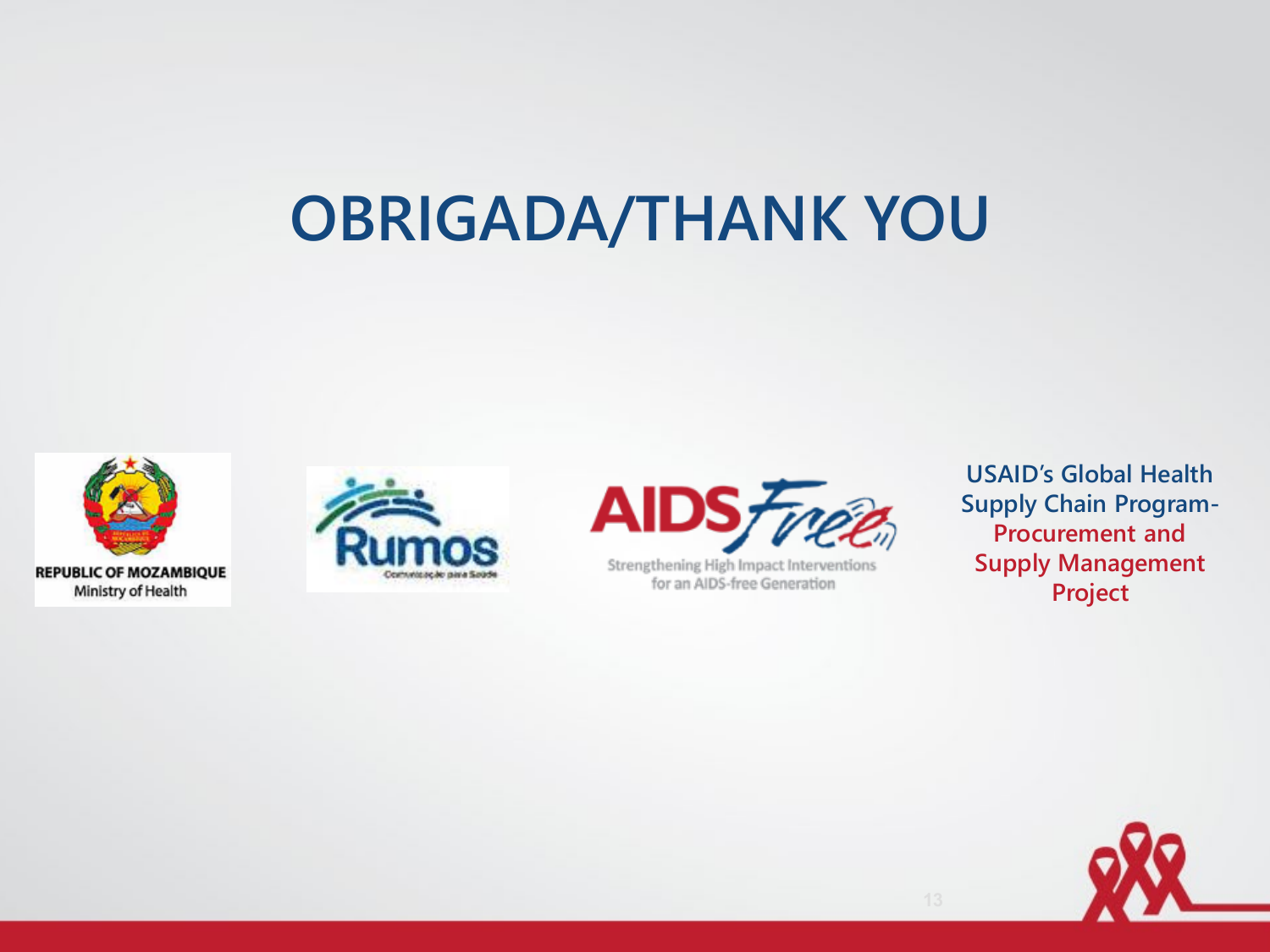# OBRIGADA/THANK YOU

REPUBLIC OF MOZAMBIQUE
Ministry of Health

Rumos
Comunicação para Saúde

AIDS Free
Strengthening High Impact Interventions for an AIDS-free Generation

USAID's Global Health Supply Chain Program-
Procurement and Supply Management Project